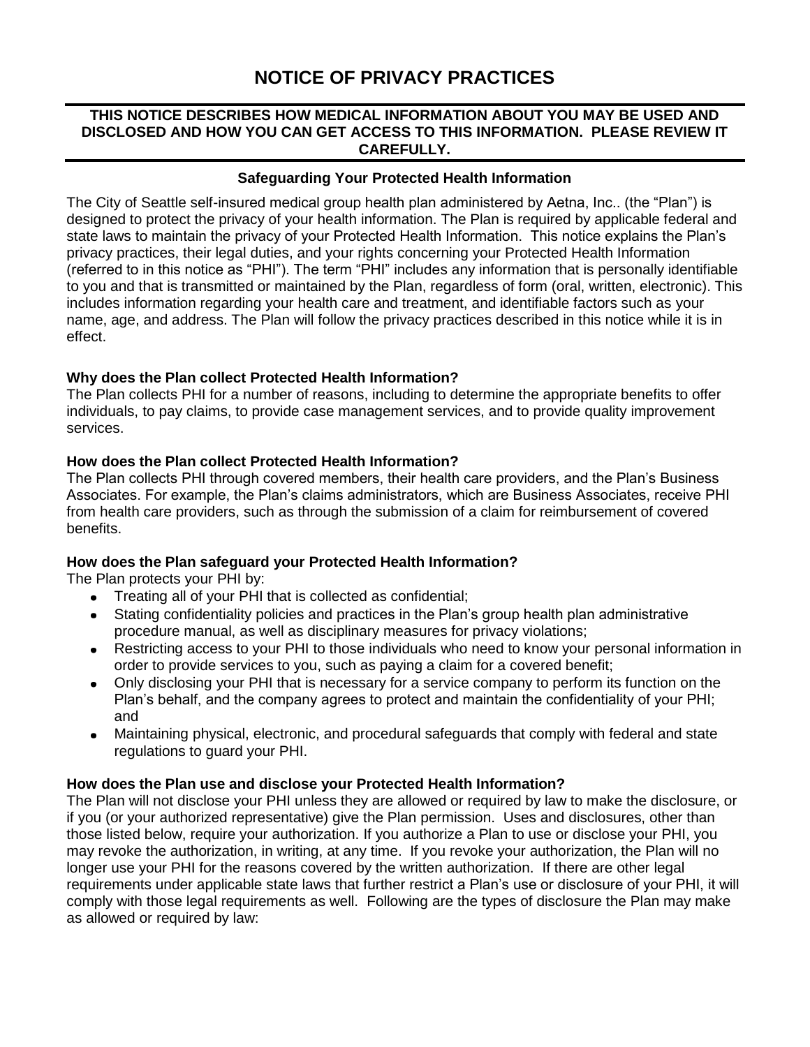# NOTICE OF PRIVACY PRACTICES

**THIS NOTICE DESCRIBES HOW MEDICAL INFORMATION ABOUT YOU MAY BE USED AND DISCLOSED AND HOW YOU CAN GET ACCESS TO THIS INFORMATION. PLEASE REVIEW IT CAREFULLY.**

## Safeguarding Your Protected Health Information

The City of Seattle self-insured medical group health plan administered by Aetna, Inc.. (the "Plan") is designed to protect the privacy of your health information. The Plan is required by applicable federal and state laws to maintain the privacy of your Protected Health Information. This notice explains the Plan's privacy practices, their legal duties, and your rights concerning your Protected Health Information (referred to in this notice as "PHI"). The term "PHI" includes any information that is personally identifiable to you and that is transmitted or maintained by the Plan, regardless of form (oral, written, electronic). This includes information regarding your health care and treatment, and identifiable factors such as your name, age, and address. The Plan will follow the privacy practices described in this notice while it is in effect.

### Why does the Plan collect Protected Health Information?

The Plan collects PHI for a number of reasons, including to determine the appropriate benefits to offer individuals, to pay claims, to provide case management services, and to provide quality improvement services.

### How does the Plan collect Protected Health Information?

The Plan collects PHI through covered members, their health care providers, and the Plan's Business Associates. For example, the Plan's claims administrators, which are Business Associates, receive PHI from health care providers, such as through the submission of a claim for reimbursement of covered benefits.

### How does the Plan safeguard your Protected Health Information?

The Plan protects your PHI by:

- Treating all of your PHI that is collected as confidential;
- Stating confidentiality policies and practices in the Plan's group health plan administrative procedure manual, as well as disciplinary measures for privacy violations;
- Restricting access to your PHI to those individuals who need to know your personal information in order to provide services to you, such as paying a claim for a covered benefit;
- Only disclosing your PHI that is necessary for a service company to perform its function on the Plan's behalf, and the company agrees to protect and maintain the confidentiality of your PHI; and
- Maintaining physical, electronic, and procedural safeguards that comply with federal and state regulations to guard your PHI.

### How does the Plan use and disclose your Protected Health Information?

The Plan will not disclose your PHI unless they are allowed or required by law to make the disclosure, or if you (or your authorized representative) give the Plan permission. Uses and disclosures, other than those listed below, require your authorization. If you authorize a Plan to use or disclose your PHI, you may revoke the authorization, in writing, at any time. If you revoke your authorization, the Plan will no longer use your PHI for the reasons covered by the written authorization. If there are other legal requirements under applicable state laws that further restrict a Plan's use or disclosure of your PHI, it will comply with those legal requirements as well. Following are the types of disclosure the Plan may make as allowed or required by law: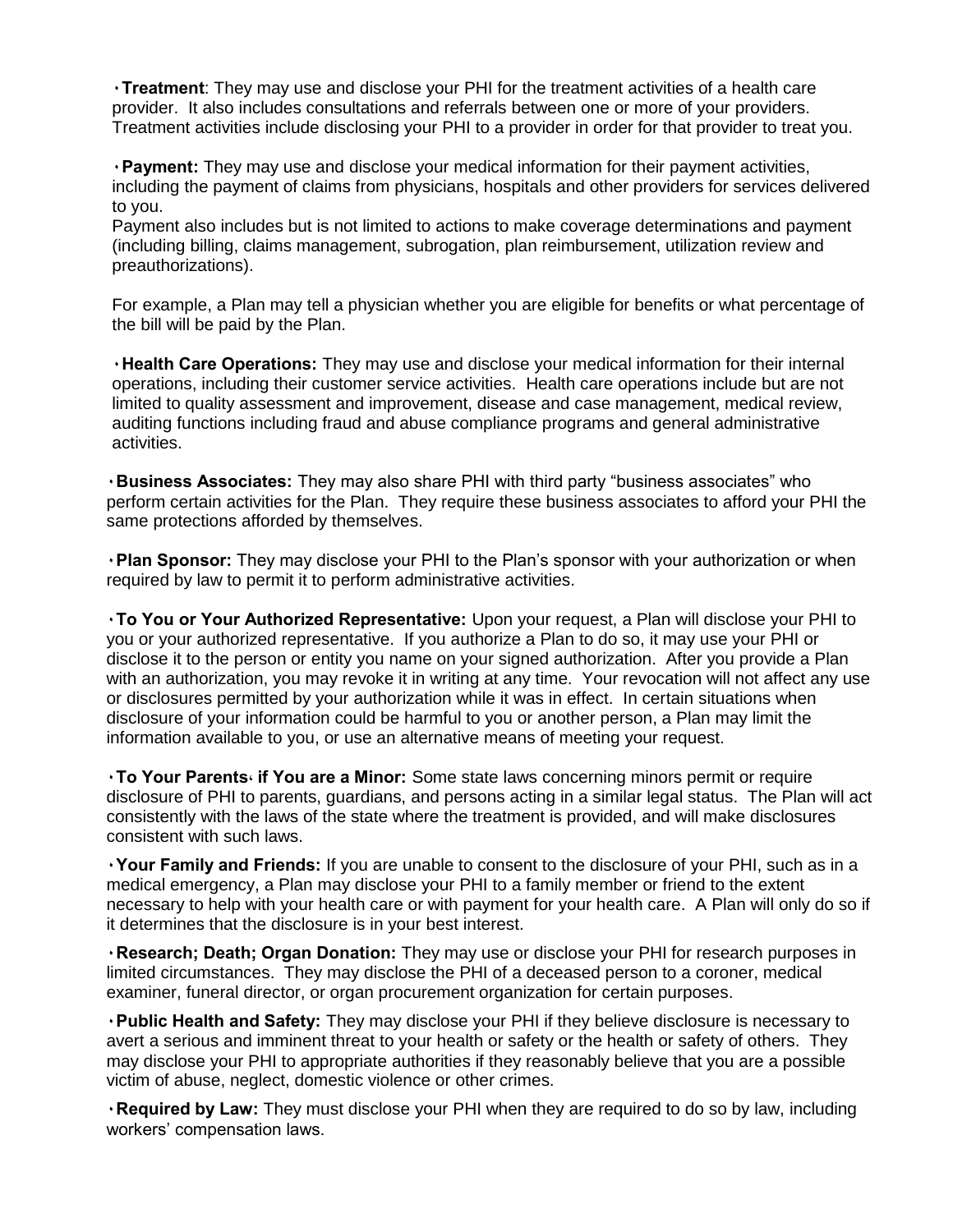- **Treatment**: They may use and disclose your PHI for the treatment activities of a health care provider. It also includes consultations and referrals between one or more of your providers. Treatment activities include disclosing your PHI to a provider in order for that provider to treat you.

- **Payment:** They may use and disclose your medical information for their payment activities, including the payment of claims from physicians, hospitals and other providers for services delivered to you.
  Payment also includes but is not limited to actions to make coverage determinations and payment (including billing, claims management, subrogation, plan reimbursement, utilization review and preauthorizations).

  For example, a Plan may tell a physician whether you are eligible for benefits or what percentage of the bill will be paid by the Plan.

- **Health Care Operations:** They may use and disclose your medical information for their internal operations, including their customer service activities. Health care operations include but are not limited to quality assessment and improvement, disease and case management, medical review, auditing functions including fraud and abuse compliance programs and general administrative activities.

- **Business Associates:** They may also share PHI with third party "business associates" who perform certain activities for the Plan. They require these business associates to afford your PHI the same protections afforded by themselves.

- **Plan Sponsor:** They may disclose your PHI to the Plan's sponsor with your authorization or when required by law to permit it to perform administrative activities.

- **To You or Your Authorized Representative:** Upon your request, a Plan will disclose your PHI to you or your authorized representative. If you authorize a Plan to do so, it may use your PHI or disclose it to the person or entity you name on your signed authorization. After you provide a Plan with an authorization, you may revoke it in writing at any time. Your revocation will not affect any use or disclosures permitted by your authorization while it was in effect. In certain situations when disclosure of your information could be harmful to you or another person, a Plan may limit the information available to you, or use an alternative means of meeting your request.

- **To Your Parents, if You are a Minor:** Some state laws concerning minors permit or require disclosure of PHI to parents, guardians, and persons acting in a similar legal status. The Plan will act consistently with the laws of the state where the treatment is provided, and will make disclosures consistent with such laws.

- **Your Family and Friends:** If you are unable to consent to the disclosure of your PHI, such as in a medical emergency, a Plan may disclose your PHI to a family member or friend to the extent necessary to help with your health care or with payment for your health care. A Plan will only do so if it determines that the disclosure is in your best interest.

- **Research; Death; Organ Donation:** They may use or disclose your PHI for research purposes in limited circumstances. They may disclose the PHI of a deceased person to a coroner, medical examiner, funeral director, or organ procurement organization for certain purposes.

- **Public Health and Safety:** They may disclose your PHI if they believe disclosure is necessary to avert a serious and imminent threat to your health or safety or the health or safety of others. They may disclose your PHI to appropriate authorities if they reasonably believe that you are a possible victim of abuse, neglect, domestic violence or other crimes.

- **Required by Law:** They must disclose your PHI when they are required to do so by law, including workers' compensation laws.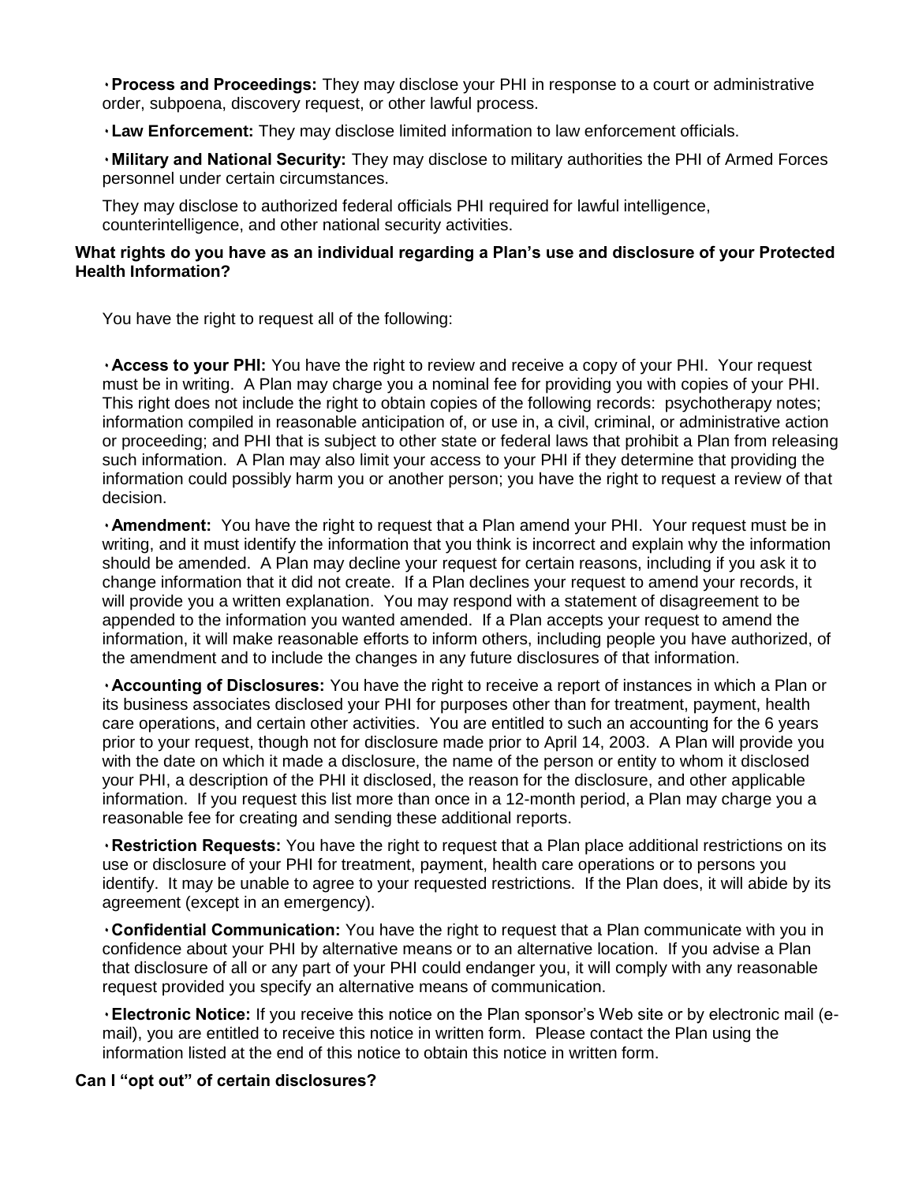- **Process and Proceedings:** They may disclose your PHI in response to a court or administrative order, subpoena, discovery request, or other lawful process.

- **Law Enforcement:** They may disclose limited information to law enforcement officials.

- **Military and National Security:** They may disclose to military authorities the PHI of Armed Forces personnel under certain circumstances.

  They may disclose to authorized federal officials PHI required for lawful intelligence, counterintelligence, and other national security activities.

**What rights do you have as an individual regarding a Plan's use and disclosure of your Protected Health Information?**

You have the right to request all of the following:

- **Access to your PHI:** You have the right to review and receive a copy of your PHI. Your request must be in writing. A Plan may charge you a nominal fee for providing you with copies of your PHI. This right does not include the right to obtain copies of the following records: psychotherapy notes; information compiled in reasonable anticipation of, or use in, a civil, criminal, or administrative action or proceeding; and PHI that is subject to other state or federal laws that prohibit a Plan from releasing such information. A Plan may also limit your access to your PHI if they determine that providing the information could possibly harm you or another person; you have the right to request a review of that decision.

- **Amendment:** You have the right to request that a Plan amend your PHI. Your request must be in writing, and it must identify the information that you think is incorrect and explain why the information should be amended. A Plan may decline your request for certain reasons, including if you ask it to change information that it did not create. If a Plan declines your request to amend your records, it will provide you a written explanation. You may respond with a statement of disagreement to be appended to the information you wanted amended. If a Plan accepts your request to amend the information, it will make reasonable efforts to inform others, including people you have authorized, of the amendment and to include the changes in any future disclosures of that information.

- **Accounting of Disclosures:** You have the right to receive a report of instances in which a Plan or its business associates disclosed your PHI for purposes other than for treatment, payment, health care operations, and certain other activities. You are entitled to such an accounting for the 6 years prior to your request, though not for disclosure made prior to April 14, 2003. A Plan will provide you with the date on which it made a disclosure, the name of the person or entity to whom it disclosed your PHI, a description of the PHI it disclosed, the reason for the disclosure, and other applicable information. If you request this list more than once in a 12-month period, a Plan may charge you a reasonable fee for creating and sending these additional reports.

- **Restriction Requests:** You have the right to request that a Plan place additional restrictions on its use or disclosure of your PHI for treatment, payment, health care operations or to persons you identify. It may be unable to agree to your requested restrictions. If the Plan does, it will abide by its agreement (except in an emergency).

- **Confidential Communication:** You have the right to request that a Plan communicate with you in confidence about your PHI by alternative means or to an alternative location. If you advise a Plan that disclosure of all or any part of your PHI could endanger you, it will comply with any reasonable request provided you specify an alternative means of communication.

- **Electronic Notice:** If you receive this notice on the Plan sponsor's Web site or by electronic mail (e-mail), you are entitled to receive this notice in written form. Please contact the Plan using the information listed at the end of this notice to obtain this notice in written form.

**Can I "opt out" of certain disclosures?**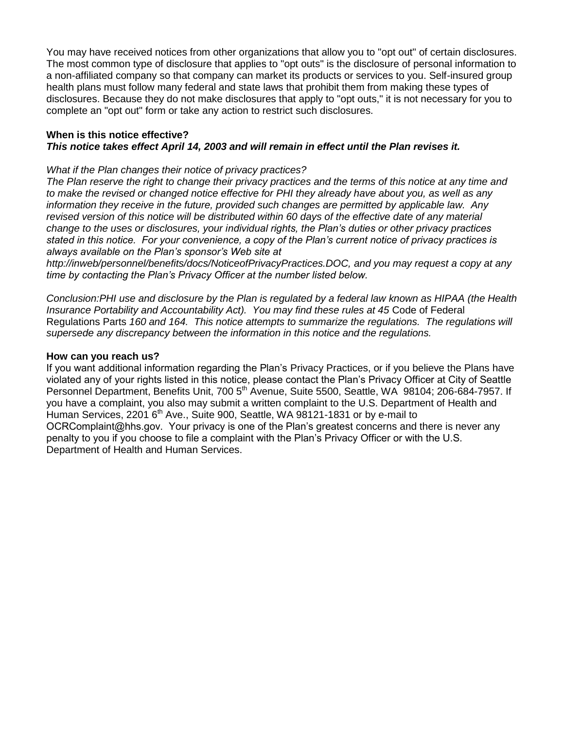You may have received notices from other organizations that allow you to "opt out" of certain disclosures. The most common type of disclosure that applies to "opt outs" is the disclosure of personal information to a non-affiliated company so that company can market its products or services to you. Self-insured group health plans must follow many federal and state laws that prohibit them from making these types of disclosures. Because they do not make disclosures that apply to "opt outs," it is not necessary for you to complete an "opt out" form or take any action to restrict such disclosures.

**When is this notice effective?**
***This notice takes effect April 14, 2003 and will remain in effect until the Plan revises it.***

*What if the Plan changes their notice of privacy practices?*
*The Plan reserve the right to change their privacy practices and the terms of this notice at any time and to make the revised or changed notice effective for PHI they already have about you, as well as any information they receive in the future, provided such changes are permitted by applicable law. Any revised version of this notice will be distributed within 60 days of the effective date of any material change to the uses or disclosures, your individual rights, the Plan's duties or other privacy practices stated in this notice. For your convenience, a copy of the Plan's current notice of privacy practices is always available on the Plan's sponsor's Web site at http://inweb/personnel/benefits/docs/NoticeofPrivacyPractices.DOC, and you may request a copy at any time by contacting the Plan's Privacy Officer at the number listed below.*

*Conclusion:PHI use and disclosure by the Plan is regulated by a federal law known as HIPAA (the Health Insurance Portability and Accountability Act). You may find these rules at 45* Code of Federal Regulations Parts *160 and 164. This notice attempts to summarize the regulations. The regulations will supersede any discrepancy between the information in this notice and the regulations.*

**How can you reach us?**
If you want additional information regarding the Plan's Privacy Practices, or if you believe the Plans have violated any of your rights listed in this notice, please contact the Plan's Privacy Officer at City of Seattle Personnel Department, Benefits Unit, 700 5th Avenue, Suite 5500, Seattle, WA 98104; 206-684-7957. If you have a complaint, you also may submit a written complaint to the U.S. Department of Health and Human Services, 2201 6th Ave., Suite 900, Seattle, WA 98121-1831 or by e-mail to OCRComplaint@hhs.gov. Your privacy is one of the Plan's greatest concerns and there is never any penalty to you if you choose to file a complaint with the Plan's Privacy Officer or with the U.S. Department of Health and Human Services.